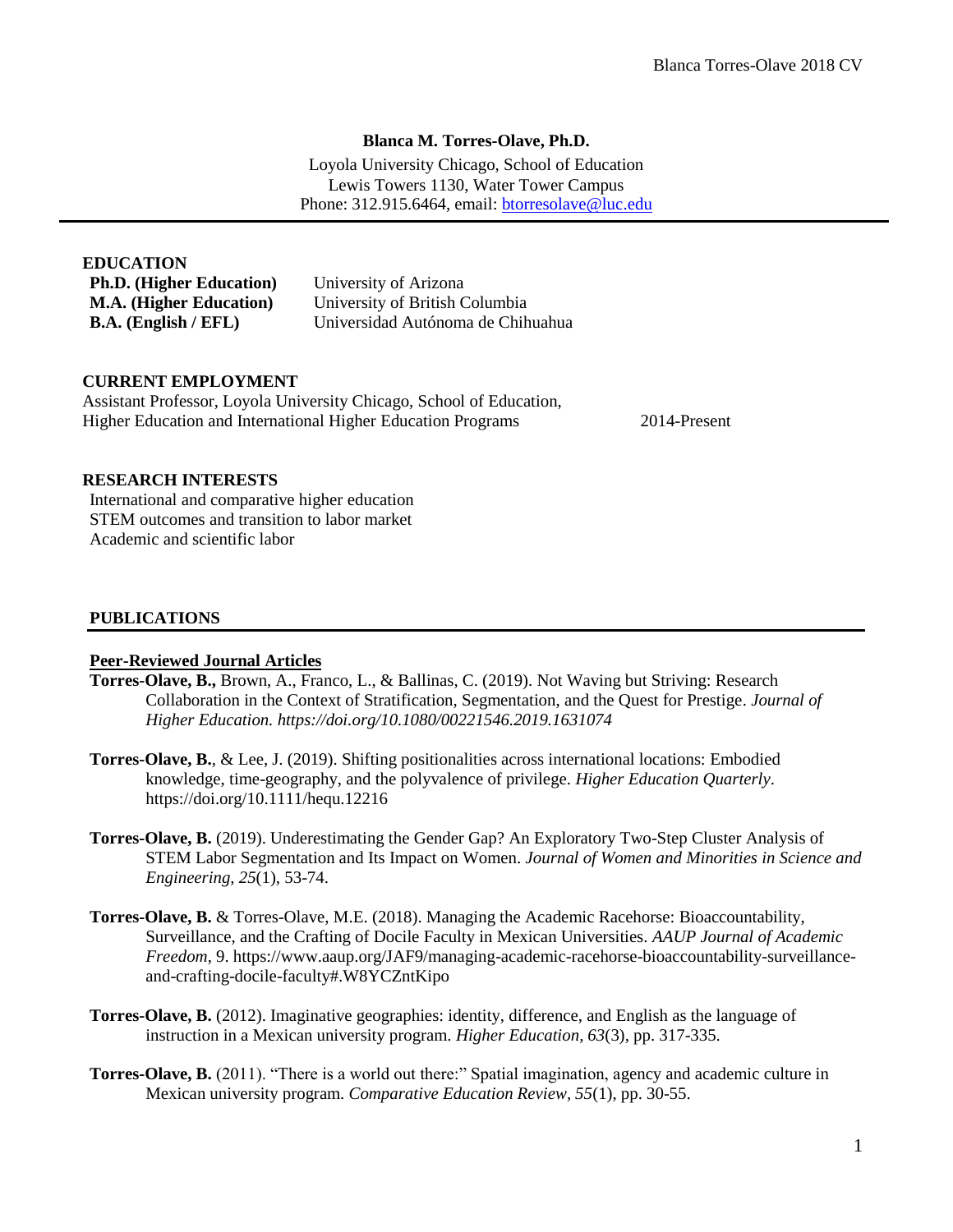**Blanca M. Torres-Olave, Ph.D.**

Loyola University Chicago, School of Education
Lewis Towers 1130, Water Tower Campus
Phone: 312.915.6464, email: btorresolave@luc.edu

## EDUCATION

| | |
|---|---|
| **Ph.D. (Higher Education)** | University of Arizona |
| **M.A. (Higher Education)** | University of British Columbia |
| **B.A. (English / EFL)** | Universidad Autónoma de Chihuahua |

## CURRENT EMPLOYMENT

Assistant Professor, Loyola University Chicago, School of Education,
Higher Education and International Higher Education Programs 2014-Present

## RESEARCH INTERESTS

International and comparative higher education
STEM outcomes and transition to labor market
Academic and scientific labor

## PUBLICATIONS

### Peer-Reviewed Journal Articles

**Torres-Olave, B.,** Brown, A., Franco, L., & Ballinas, C. (2019). Not Waving but Striving: Research Collaboration in the Context of Stratification, Segmentation, and the Quest for Prestige. *Journal of Higher Education. https://doi.org/10.1080/00221546.2019.1631074*

**Torres-Olave, B.**, & Lee, J. (2019). Shifting positionalities across international locations: Embodied knowledge, time-geography, and the polyvalence of privilege. *Higher Education Quarterly*. https://doi.org/10.1111/hequ.12216

**Torres-Olave, B.** (2019). Underestimating the Gender Gap? An Exploratory Two-Step Cluster Analysis of STEM Labor Segmentation and Its Impact on Women. *Journal of Women and Minorities in Science and Engineering, 25*(1), 53-74.

**Torres-Olave, B.** & Torres-Olave, M.E. (2018). Managing the Academic Racehorse: Bioaccountability, Surveillance, and the Crafting of Docile Faculty in Mexican Universities. *AAUP Journal of Academic Freedom*, 9. https://www.aaup.org/JAF9/managing-academic-racehorse-bioaccountability-surveillance-and-crafting-docile-faculty#.W8YCZntKipo

**Torres-Olave, B.** (2012). Imaginative geographies: identity, difference, and English as the language of instruction in a Mexican university program. *Higher Education, 63*(3), pp. 317-335.

**Torres-Olave, B.** (2011). "There is a world out there:" Spatial imagination, agency and academic culture in Mexican university program. *Comparative Education Review, 55*(1), pp. 30-55.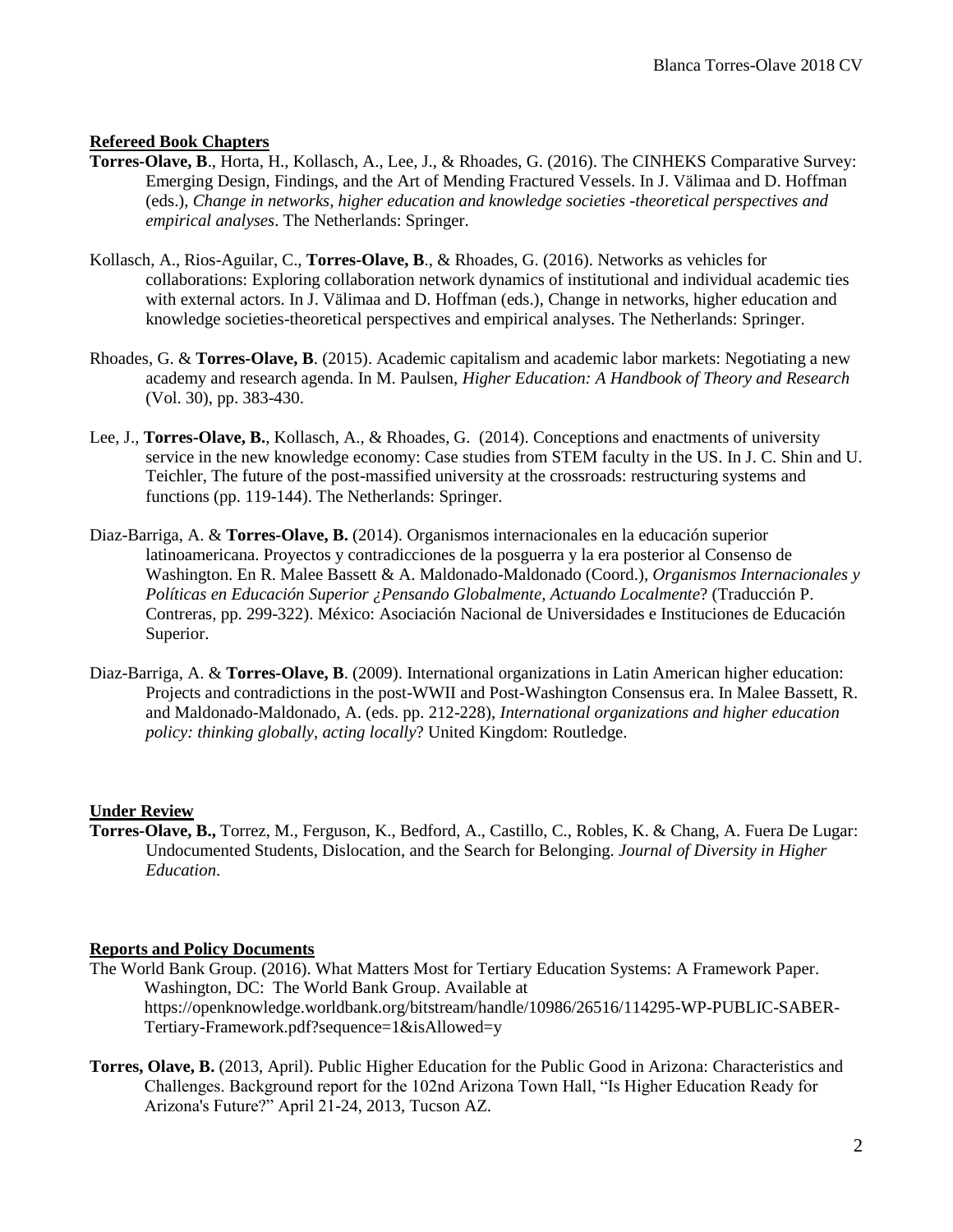## Refereed Book Chapters

**Torres-Olave, B**., Horta, H., Kollasch, A., Lee, J., & Rhoades, G. (2016). The CINHEKS Comparative Survey: Emerging Design, Findings, and the Art of Mending Fractured Vessels. In J. Välimaa and D. Hoffman (eds.), *Change in networks, higher education and knowledge societies -theoretical perspectives and empirical analyses*. The Netherlands: Springer.

Kollasch, A., Rios-Aguilar, C., **Torres-Olave, B**., & Rhoades, G. (2016). Networks as vehicles for collaborations: Exploring collaboration network dynamics of institutional and individual academic ties with external actors. In J. Välimaa and D. Hoffman (eds.), Change in networks, higher education and knowledge societies-theoretical perspectives and empirical analyses. The Netherlands: Springer.

Rhoades, G. & **Torres-Olave, B**. (2015). Academic capitalism and academic labor markets: Negotiating a new academy and research agenda. In M. Paulsen, *Higher Education: A Handbook of Theory and Research* (Vol. 30), pp. 383-430.

Lee, J., **Torres-Olave, B.**, Kollasch, A., & Rhoades, G. (2014). Conceptions and enactments of university service in the new knowledge economy: Case studies from STEM faculty in the US. In J. C. Shin and U. Teichler, The future of the post-massified university at the crossroads: restructuring systems and functions (pp. 119-144). The Netherlands: Springer.

Diaz-Barriga, A. & **Torres-Olave, B.** (2014). Organismos internacionales en la educación superior latinoamericana. Proyectos y contradicciones de la posguerra y la era posterior al Consenso de Washington. En R. Malee Bassett & A. Maldonado-Maldonado (Coord.), *Organismos Internacionales y Políticas en Educación Superior ¿Pensando Globalmente, Actuando Localmente*? (Traducción P. Contreras, pp. 299-322). México: Asociación Nacional de Universidades e Instituciones de Educación Superior.

Diaz-Barriga, A. & **Torres-Olave, B**. (2009). International organizations in Latin American higher education: Projects and contradictions in the post-WWII and Post-Washington Consensus era. In Malee Bassett, R. and Maldonado-Maldonado, A. (eds. pp. 212-228), *International organizations and higher education policy: thinking globally, acting locally*? United Kingdom: Routledge.

## Under Review

**Torres-Olave, B.,** Torrez, M., Ferguson, K., Bedford, A., Castillo, C., Robles, K. & Chang, A. Fuera De Lugar: Undocumented Students, Dislocation, and the Search for Belonging. *Journal of Diversity in Higher Education*.

## Reports and Policy Documents

The World Bank Group. (2016). What Matters Most for Tertiary Education Systems: A Framework Paper. Washington, DC: The World Bank Group. Available at https://openknowledge.worldbank.org/bitstream/handle/10986/26516/114295-WP-PUBLIC-SABER-Tertiary-Framework.pdf?sequence=1&isAllowed=y

**Torres, Olave, B.** (2013, April). Public Higher Education for the Public Good in Arizona: Characteristics and Challenges. Background report for the 102nd Arizona Town Hall, "Is Higher Education Ready for Arizona's Future?" April 21-24, 2013, Tucson AZ.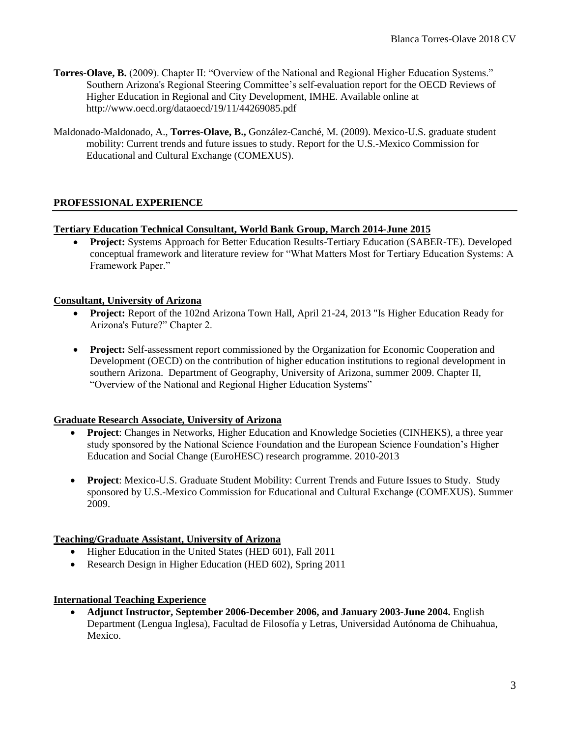**Torres-Olave, B.** (2009). Chapter II: "Overview of the National and Regional Higher Education Systems." Southern Arizona's Regional Steering Committee's self-evaluation report for the OECD Reviews of Higher Education in Regional and City Development, IMHE. Available online at http://www.oecd.org/dataoecd/19/11/44269085.pdf

Maldonado-Maldonado, A., **Torres-Olave, B.,** González-Canché, M. (2009). Mexico-U.S. graduate student mobility: Current trends and future issues to study. Report for the U.S.-Mexico Commission for Educational and Cultural Exchange (COMEXUS).

## PROFESSIONAL EXPERIENCE

**Tertiary Education Technical Consultant, World Bank Group, March 2014-June 2015**

- **Project:** Systems Approach for Better Education Results-Tertiary Education (SABER-TE). Developed conceptual framework and literature review for "What Matters Most for Tertiary Education Systems: A Framework Paper."

**Consultant, University of Arizona**

- **Project:** Report of the 102nd Arizona Town Hall, April 21-24, 2013 "Is Higher Education Ready for Arizona's Future?" Chapter 2.
- **Project:** Self-assessment report commissioned by the Organization for Economic Cooperation and Development (OECD) on the contribution of higher education institutions to regional development in southern Arizona. Department of Geography, University of Arizona, summer 2009. Chapter II, "Overview of the National and Regional Higher Education Systems"

**Graduate Research Associate, University of Arizona**

- **Project**: Changes in Networks, Higher Education and Knowledge Societies (CINHEKS), a three year study sponsored by the National Science Foundation and the European Science Foundation's Higher Education and Social Change (EuroHESC) research programme. 2010-2013
- **Project**: Mexico-U.S. Graduate Student Mobility: Current Trends and Future Issues to Study. Study sponsored by U.S.-Mexico Commission for Educational and Cultural Exchange (COMEXUS). Summer 2009.

**Teaching/Graduate Assistant, University of Arizona**

- Higher Education in the United States (HED 601), Fall 2011
- Research Design in Higher Education (HED 602), Spring 2011

**International Teaching Experience**

- **Adjunct Instructor, September 2006-December 2006, and January 2003-June 2004.** English Department (Lengua Inglesa), Facultad de Filosofía y Letras, Universidad Autónoma de Chihuahua, Mexico.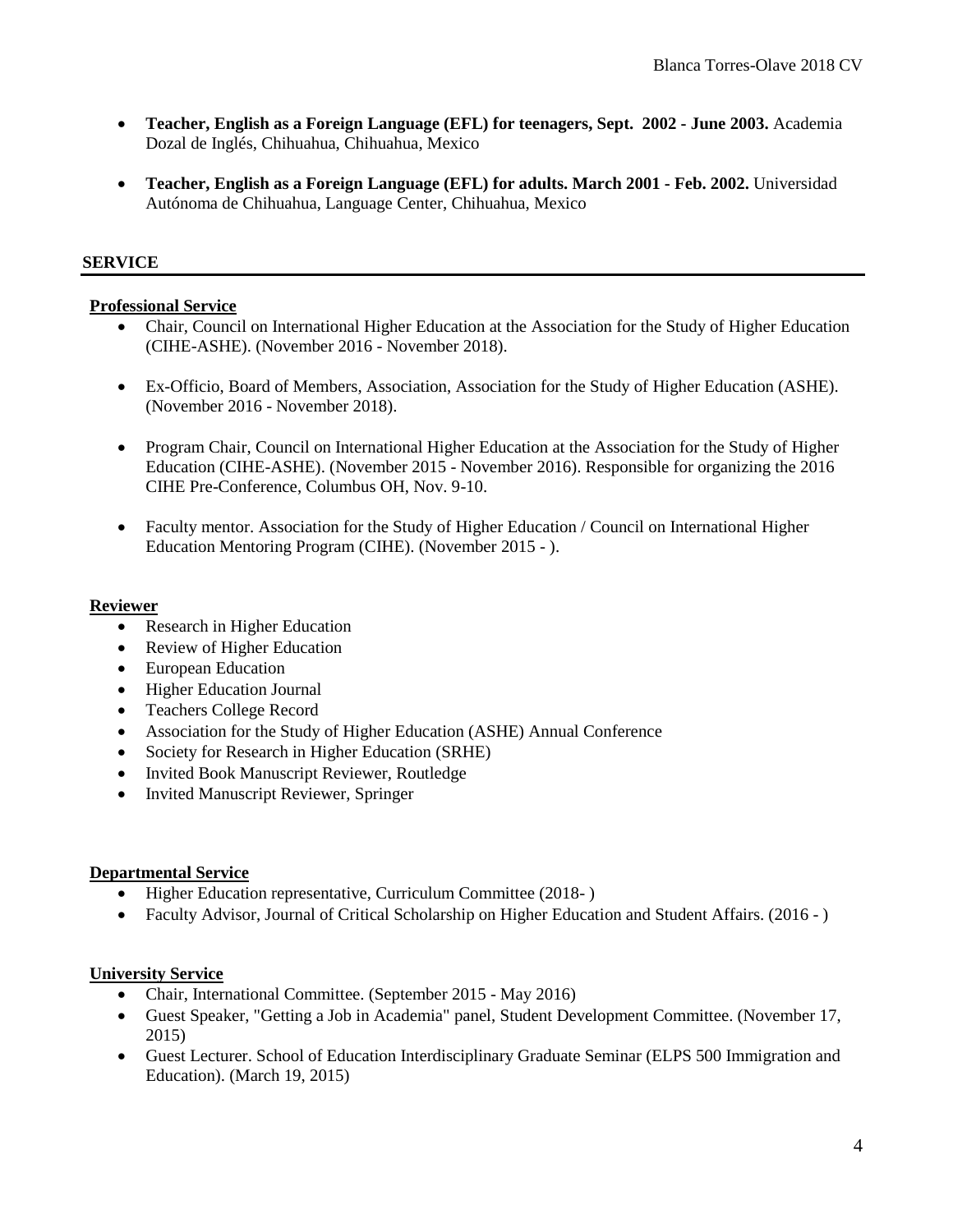- **Teacher, English as a Foreign Language (EFL) for teenagers, Sept.  2002 - June 2003.** Academia Dozal de Inglés, Chihuahua, Chihuahua, Mexico

- **Teacher, English as a Foreign Language (EFL) for adults. March 2001 - Feb. 2002.** Universidad Autónoma de Chihuahua, Language Center, Chihuahua, Mexico

## SERVICE

### Professional Service

- Chair, Council on International Higher Education at the Association for the Study of Higher Education (CIHE-ASHE). (November 2016 - November 2018).

- Ex-Officio, Board of Members, Association, Association for the Study of Higher Education (ASHE). (November 2016 - November 2018).

- Program Chair, Council on International Higher Education at the Association for the Study of Higher Education (CIHE-ASHE). (November 2015 - November 2016). Responsible for organizing the 2016 CIHE Pre-Conference, Columbus OH, Nov. 9-10.

- Faculty mentor. Association for the Study of Higher Education / Council on International Higher Education Mentoring Program (CIHE). (November 2015 - ).

### Reviewer

- Research in Higher Education
- Review of Higher Education
- European Education
- Higher Education Journal
- Teachers College Record
- Association for the Study of Higher Education (ASHE) Annual Conference
- Society for Research in Higher Education (SRHE)
- Invited Book Manuscript Reviewer, Routledge
- Invited Manuscript Reviewer, Springer

### Departmental Service

- Higher Education representative, Curriculum Committee (2018- )
- Faculty Advisor, Journal of Critical Scholarship on Higher Education and Student Affairs. (2016 - )

### University Service

- Chair, International Committee. (September 2015 - May 2016)
- Guest Speaker, "Getting a Job in Academia" panel, Student Development Committee. (November 17, 2015)
- Guest Lecturer. School of Education Interdisciplinary Graduate Seminar (ELPS 500 Immigration and Education). (March 19, 2015)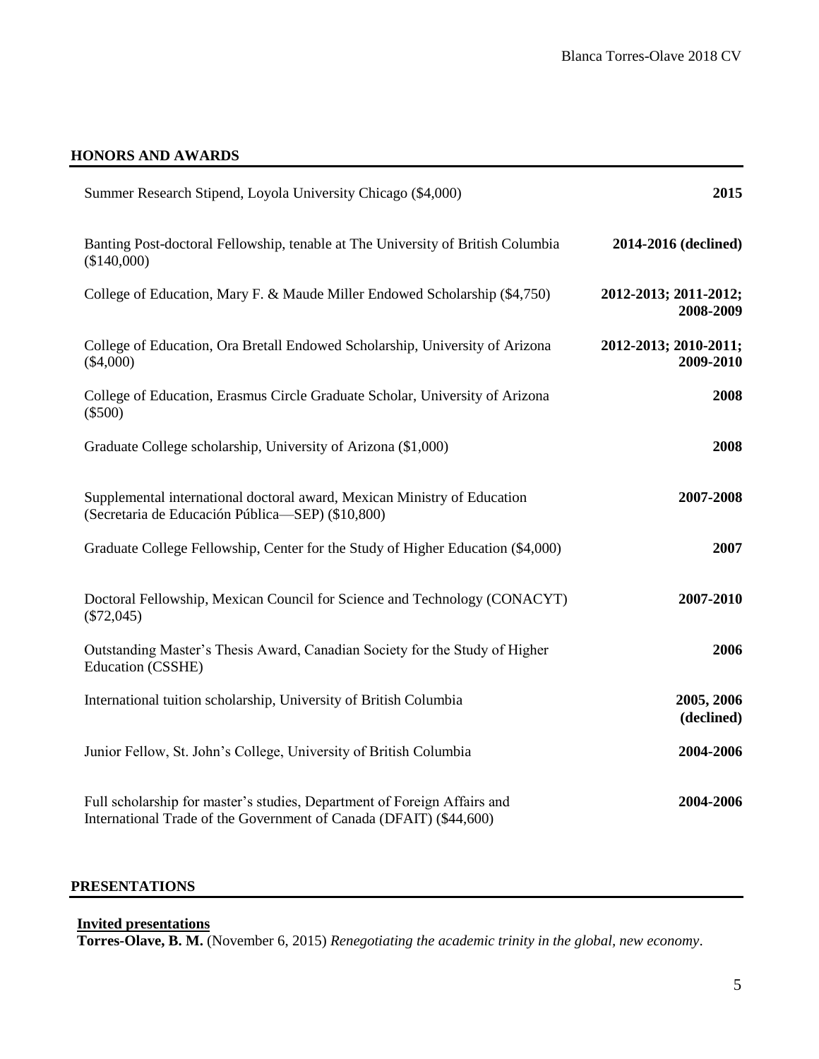## HONORS AND AWARDS

| | |
|---|---|
| Summer Research Stipend, Loyola University Chicago ($4,000) | **2015** |
| Banting Post-doctoral Fellowship, tenable at The University of British Columbia ($140,000) | **2014-2016 (declined)** |
| College of Education, Mary F. & Maude Miller Endowed Scholarship ($4,750) | **2012-2013; 2011-2012; 2008-2009** |
| College of Education, Ora Bretall Endowed Scholarship, University of Arizona ($4,000) | **2012-2013; 2010-2011; 2009-2010** |
| College of Education, Erasmus Circle Graduate Scholar, University of Arizona ($500) | **2008** |
| Graduate College scholarship, University of Arizona ($1,000) | **2008** |
| Supplemental international doctoral award, Mexican Ministry of Education (Secretaria de Educación Pública—SEP) ($10,800) | **2007-2008** |
| Graduate College Fellowship, Center for the Study of Higher Education ($4,000) | **2007** |
| Doctoral Fellowship, Mexican Council for Science and Technology (CONACYT) ($72,045) | **2007-2010** |
| Outstanding Master's Thesis Award, Canadian Society for the Study of Higher Education (CSSHE) | **2006** |
| International tuition scholarship, University of British Columbia | **2005, 2006 (declined)** |
| Junior Fellow, St. John's College, University of British Columbia | **2004-2006** |
| Full scholarship for master's studies, Department of Foreign Affairs and International Trade of the Government of Canada (DFAIT) ($44,600) | **2004-2006** |

## PRESENTATIONS

**Invited presentations**

**Torres-Olave, B. M.** (November 6, 2015) *Renegotiating the academic trinity in the global, new economy*.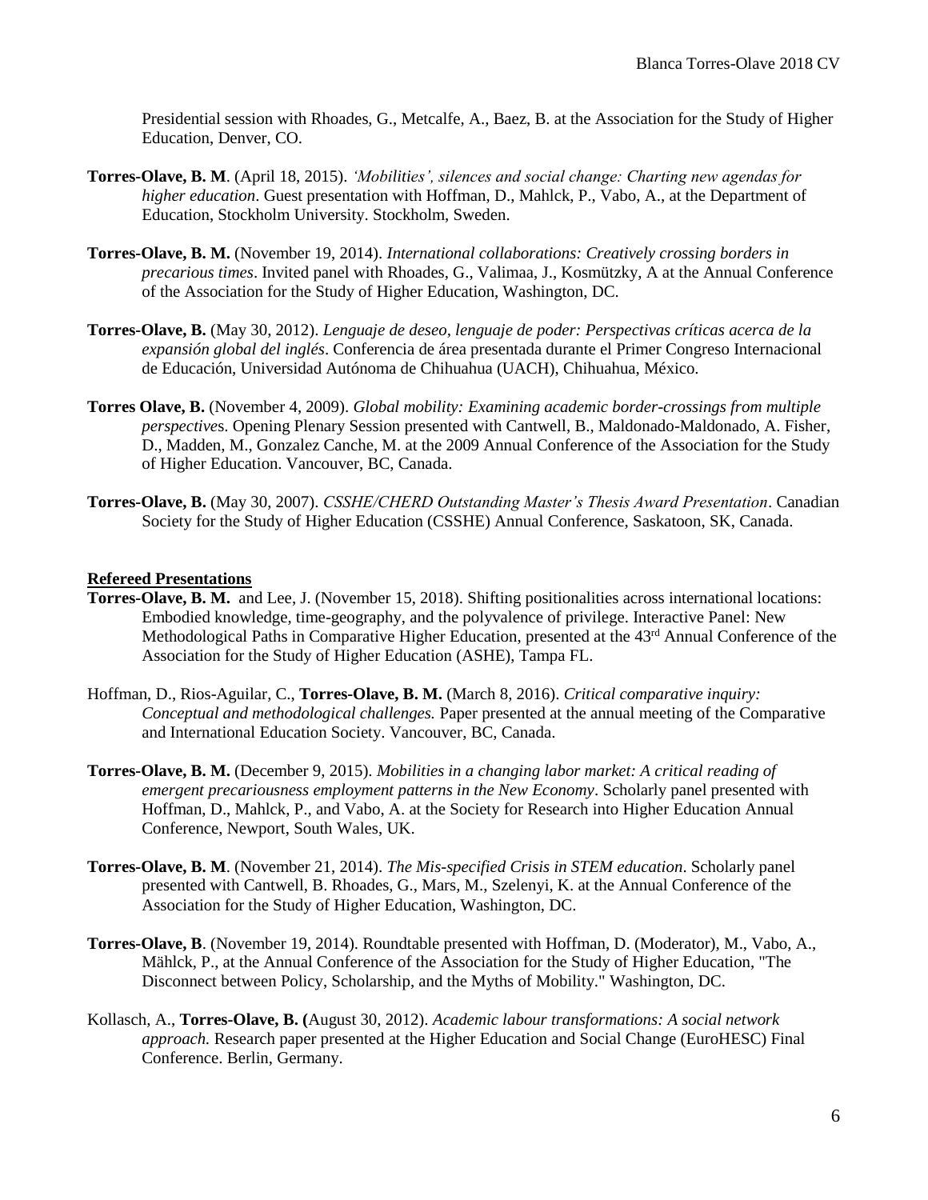Presidential session with Rhoades, G., Metcalfe, A., Baez, B. at the Association for the Study of Higher Education, Denver, CO.

**Torres-Olave, B. M**. (April 18, 2015). *'Mobilities', silences and social change: Charting new agendas for higher education*. Guest presentation with Hoffman, D., Mahlck, P., Vabo, A., at the Department of Education, Stockholm University. Stockholm, Sweden.

**Torres-Olave, B. M.** (November 19, 2014). *International collaborations: Creatively crossing borders in precarious times*. Invited panel with Rhoades, G., Valimaa, J., Kosmützky, A at the Annual Conference of the Association for the Study of Higher Education, Washington, DC.

**Torres-Olave, B.** (May 30, 2012). *Lenguaje de deseo, lenguaje de poder: Perspectivas críticas acerca de la expansión global del inglés*. Conferencia de área presentada durante el Primer Congreso Internacional de Educación, Universidad Autónoma de Chihuahua (UACH), Chihuahua, México.

**Torres Olave, B.** (November 4, 2009). *Global mobility: Examining academic border-crossings from multiple perspectives*. Opening Plenary Session presented with Cantwell, B., Maldonado-Maldonado, A. Fisher, D., Madden, M., Gonzalez Canche, M. at the 2009 Annual Conference of the Association for the Study of Higher Education. Vancouver, BC, Canada.

**Torres-Olave, B.** (May 30, 2007). *CSSHE/CHERD Outstanding Master's Thesis Award Presentation*. Canadian Society for the Study of Higher Education (CSSHE) Annual Conference, Saskatoon, SK, Canada.

**Refereed Presentations**

**Torres-Olave, B. M.** and Lee, J. (November 15, 2018). Shifting positionalities across international locations: Embodied knowledge, time-geography, and the polyvalence of privilege. Interactive Panel: New Methodological Paths in Comparative Higher Education, presented at the 43rd Annual Conference of the Association for the Study of Higher Education (ASHE), Tampa FL.

Hoffman, D., Rios-Aguilar, C., **Torres-Olave, B. M.** (March 8, 2016). *Critical comparative inquiry: Conceptual and methodological challenges.* Paper presented at the annual meeting of the Comparative and International Education Society. Vancouver, BC, Canada.

**Torres-Olave, B. M.** (December 9, 2015). *Mobilities in a changing labor market: A critical reading of emergent precariousness employment patterns in the New Economy*. Scholarly panel presented with Hoffman, D., Mahlck, P., and Vabo, A. at the Society for Research into Higher Education Annual Conference, Newport, South Wales, UK.

**Torres-Olave, B. M**. (November 21, 2014). *The Mis-specified Crisis in STEM education*. Scholarly panel presented with Cantwell, B. Rhoades, G., Mars, M., Szelenyi, K. at the Annual Conference of the Association for the Study of Higher Education, Washington, DC.

**Torres-Olave, B**. (November 19, 2014). Roundtable presented with Hoffman, D. (Moderator), M., Vabo, A., Mählck, P., at the Annual Conference of the Association for the Study of Higher Education, "The Disconnect between Policy, Scholarship, and the Myths of Mobility." Washington, DC.

Kollasch, A., **Torres-Olave, B. (**August 30, 2012). *Academic labour transformations: A social network approach.* Research paper presented at the Higher Education and Social Change (EuroHESC) Final Conference. Berlin, Germany.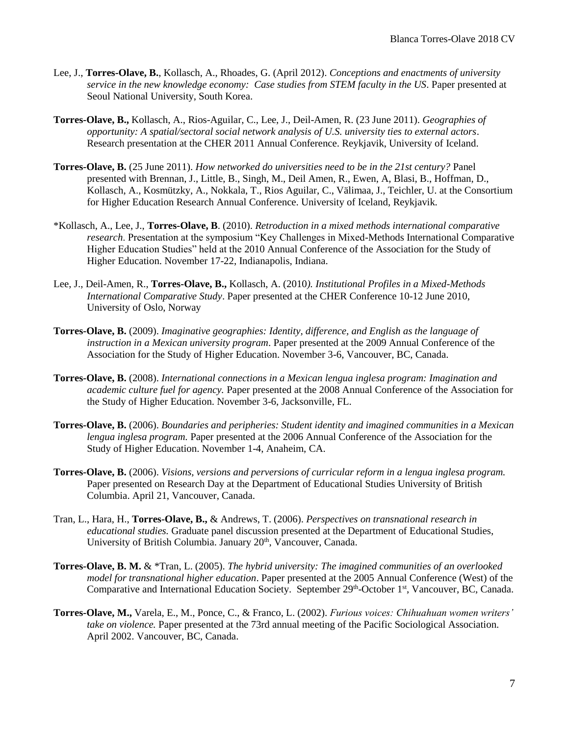Lee, J., **Torres-Olave, B.**, Kollasch, A., Rhoades, G. (April 2012). *Conceptions and enactments of university service in the new knowledge economy: Case studies from STEM faculty in the US*. Paper presented at Seoul National University, South Korea.

**Torres-Olave, B.,** Kollasch, A., Rios-Aguilar, C., Lee, J., Deil-Amen, R. (23 June 2011). *Geographies of opportunity: A spatial/sectoral social network analysis of U.S. university ties to external actors*. Research presentation at the CHER 2011 Annual Conference. Reykjavik, University of Iceland.

**Torres-Olave, B.** (25 June 2011). *How networked do universities need to be in the 21st century?* Panel presented with Brennan, J., Little, B., Singh, M., Deil Amen, R., Ewen, A, Blasi, B., Hoffman, D., Kollasch, A., Kosmützky, A., Nokkala, T., Rios Aguilar, C., Välimaa, J., Teichler, U. at the Consortium for Higher Education Research Annual Conference. University of Iceland, Reykjavik.

*Kollasch, A., Lee, J., **Torres-Olave, B**. (2010). *Retroduction in a mixed methods international comparative research*. Presentation at the symposium "Key Challenges in Mixed-Methods International Comparative Higher Education Studies" held at the 2010 Annual Conference of the Association for the Study of Higher Education. November 17-22, Indianapolis, Indiana.

Lee, J., Deil-Amen, R., **Torres-Olave, B.,** Kollasch, A. (2010*). Institutional Profiles in a Mixed-Methods International Comparative Study*. Paper presented at the CHER Conference 10-12 June 2010, University of Oslo, Norway

**Torres-Olave, B.** (2009). *Imaginative geographies: Identity, difference, and English as the language of instruction in a Mexican university program*. Paper presented at the 2009 Annual Conference of the Association for the Study of Higher Education. November 3-6, Vancouver, BC, Canada.

**Torres-Olave, B.** (2008). *International connections in a Mexican lengua inglesa program: Imagination and academic culture fuel for agency.* Paper presented at the 2008 Annual Conference of the Association for the Study of Higher Education. November 3-6, Jacksonville, FL.

**Torres-Olave, B.** (2006). *Boundaries and peripheries: Student identity and imagined communities in a Mexican lengua inglesa program.* Paper presented at the 2006 Annual Conference of the Association for the Study of Higher Education. November 1-4, Anaheim, CA.

**Torres-Olave, B.** (2006). *Visions, versions and perversions of curricular reform in a lengua inglesa program.* Paper presented on Research Day at the Department of Educational Studies University of British Columbia. April 21, Vancouver, Canada.

Tran, L., Hara, H., **Torres-Olave, B.,** & Andrews, T. (2006). *Perspectives on transnational research in educational studies.* Graduate panel discussion presented at the Department of Educational Studies, University of British Columbia. January 20th, Vancouver, Canada.

**Torres-Olave, B. M.** & *Tran, L. (2005). *The hybrid university: The imagined communities of an overlooked model for transnational higher education*. Paper presented at the 2005 Annual Conference (West) of the Comparative and International Education Society. September 29th-October 1st, Vancouver, BC, Canada.

**Torres-Olave, M.,** Varela, E., M., Ponce, C., & Franco, L. (2002). *Furious voices: Chihuahuan women writers' take on violence.* Paper presented at the 73rd annual meeting of the Pacific Sociological Association. April 2002. Vancouver, BC, Canada.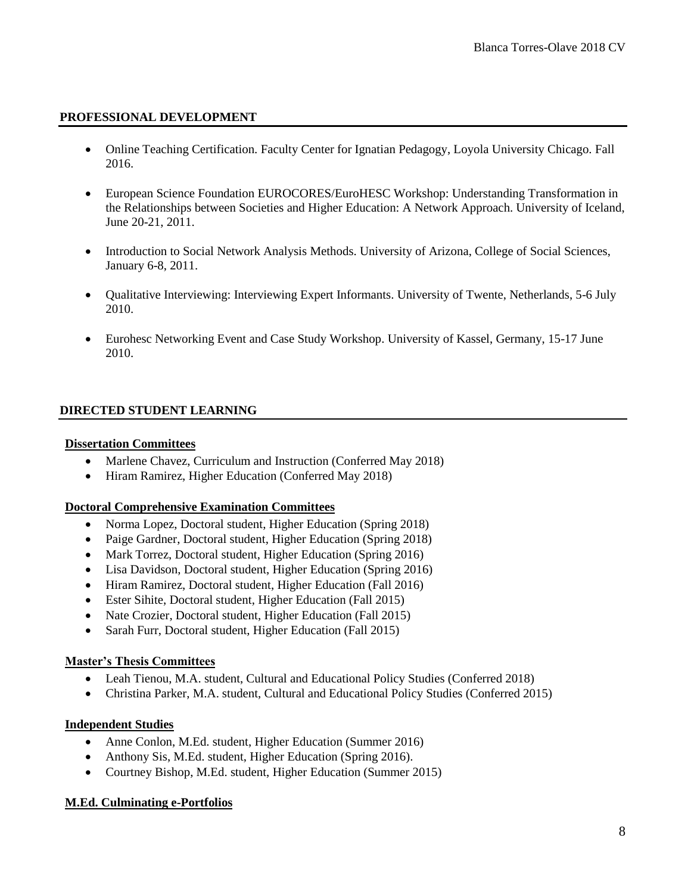## PROFESSIONAL DEVELOPMENT

- Online Teaching Certification. Faculty Center for Ignatian Pedagogy, Loyola University Chicago. Fall 2016.
- European Science Foundation EUROCORES/EuroHESC Workshop: Understanding Transformation in the Relationships between Societies and Higher Education: A Network Approach. University of Iceland, June 20-21, 2011.
- Introduction to Social Network Analysis Methods. University of Arizona, College of Social Sciences, January 6-8, 2011.
- Qualitative Interviewing: Interviewing Expert Informants. University of Twente, Netherlands, 5-6 July 2010.
- Eurohesc Networking Event and Case Study Workshop. University of Kassel, Germany, 15-17 June 2010.

## DIRECTED STUDENT LEARNING

### Dissertation Committees

- Marlene Chavez, Curriculum and Instruction (Conferred May 2018)
- Hiram Ramirez, Higher Education (Conferred May 2018)

### Doctoral Comprehensive Examination Committees

- Norma Lopez, Doctoral student, Higher Education (Spring 2018)
- Paige Gardner, Doctoral student, Higher Education (Spring 2018)
- Mark Torrez, Doctoral student, Higher Education (Spring 2016)
- Lisa Davidson, Doctoral student, Higher Education (Spring 2016)
- Hiram Ramirez, Doctoral student, Higher Education (Fall 2016)
- Ester Sihite, Doctoral student, Higher Education (Fall 2015)
- Nate Crozier, Doctoral student, Higher Education (Fall 2015)
- Sarah Furr, Doctoral student, Higher Education (Fall 2015)

### Master's Thesis Committees

- Leah Tienou, M.A. student, Cultural and Educational Policy Studies (Conferred 2018)
- Christina Parker, M.A. student, Cultural and Educational Policy Studies (Conferred 2015)

### Independent Studies

- Anne Conlon, M.Ed. student, Higher Education (Summer 2016)
- Anthony Sis, M.Ed. student, Higher Education (Spring 2016).
- Courtney Bishop, M.Ed. student, Higher Education (Summer 2015)

### M.Ed. Culminating e-Portfolios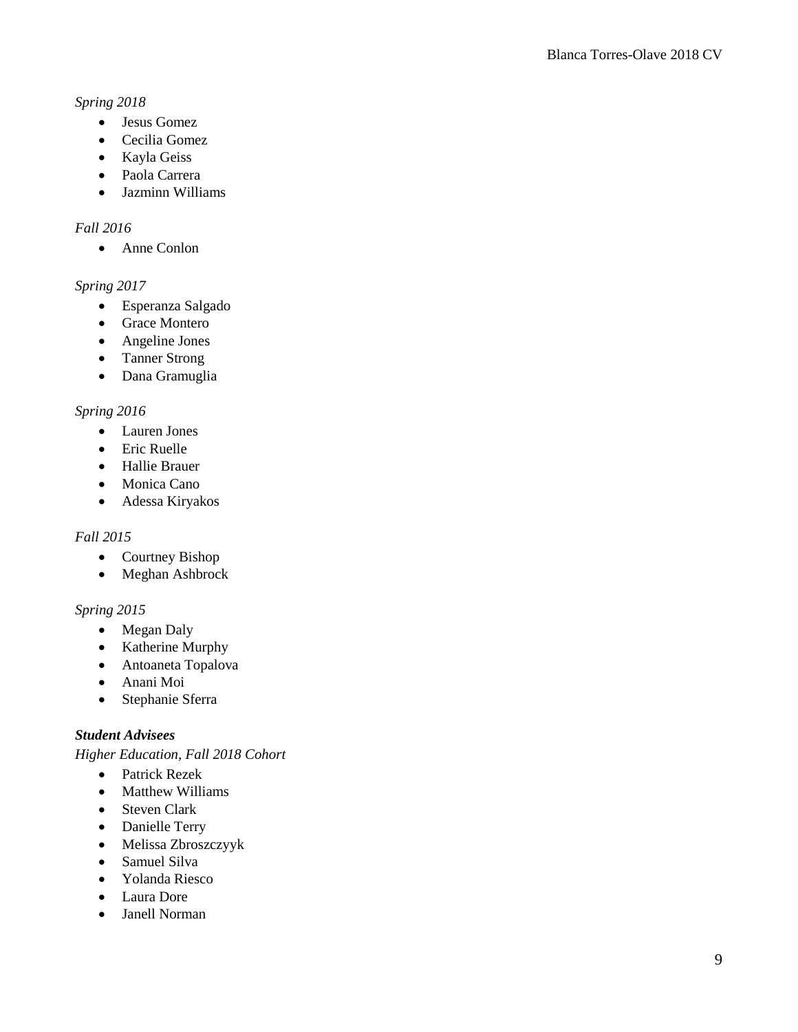*Spring 2018*

- Jesus Gomez
- Cecilia Gomez
- Kayla Geiss
- Paola Carrera
- Jazminn Williams

*Fall 2016*

- Anne Conlon

*Spring 2017*

- Esperanza Salgado
- Grace Montero
- Angeline Jones
- Tanner Strong
- Dana Gramuglia

*Spring 2016*

- Lauren Jones
- Eric Ruelle
- Hallie Brauer
- Monica Cano
- Adessa Kiryakos

*Fall 2015*

- Courtney Bishop
- Meghan Ashbrock

*Spring 2015*

- Megan Daly
- Katherine Murphy
- Antoaneta Topalova
- Anani Moi
- Stephanie Sferra

***Student Advisees***

*Higher Education, Fall 2018 Cohort*

- Patrick Rezek
- Matthew Williams
- Steven Clark
- Danielle Terry
- Melissa Zbroszczyyk
- Samuel Silva
- Yolanda Riesco
- Laura Dore
- Janell Norman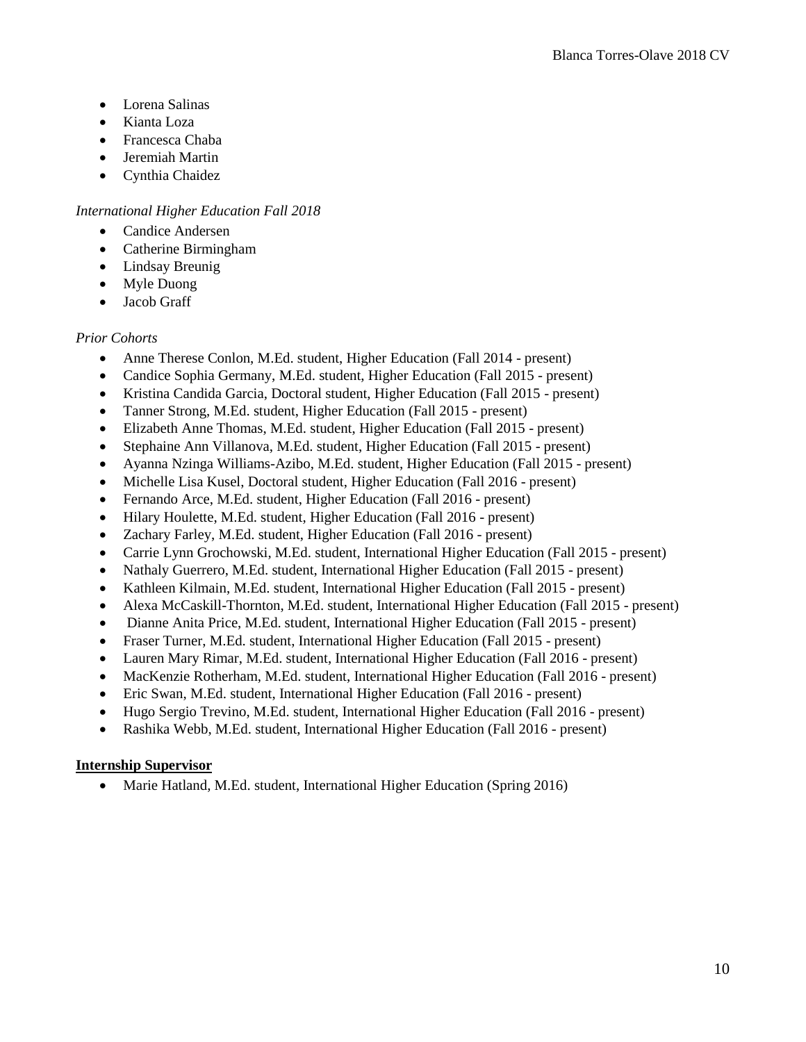- Lorena Salinas
- Kianta Loza
- Francesca Chaba
- Jeremiah Martin
- Cynthia Chaidez

*International Higher Education Fall 2018*

- Candice Andersen
- Catherine Birmingham
- Lindsay Breunig
- Myle Duong
- Jacob Graff

*Prior Cohorts*

- Anne Therese Conlon, M.Ed. student, Higher Education (Fall 2014 - present)
- Candice Sophia Germany, M.Ed. student, Higher Education (Fall 2015 - present)
- Kristina Candida Garcia, Doctoral student, Higher Education (Fall 2015 - present)
- Tanner Strong, M.Ed. student, Higher Education (Fall 2015 - present)
- Elizabeth Anne Thomas, M.Ed. student, Higher Education (Fall 2015 - present)
- Stephaine Ann Villanova, M.Ed. student, Higher Education (Fall 2015 - present)
- Ayanna Nzinga Williams-Azibo, M.Ed. student, Higher Education (Fall 2015 - present)
- Michelle Lisa Kusel, Doctoral student, Higher Education (Fall 2016 - present)
- Fernando Arce, M.Ed. student, Higher Education (Fall 2016 - present)
- Hilary Houlette, M.Ed. student, Higher Education (Fall 2016 - present)
- Zachary Farley, M.Ed. student, Higher Education (Fall 2016 - present)
- Carrie Lynn Grochowski, M.Ed. student, International Higher Education (Fall 2015 - present)
- Nathaly Guerrero, M.Ed. student, International Higher Education (Fall 2015 - present)
- Kathleen Kilmain, M.Ed. student, International Higher Education (Fall 2015 - present)
- Alexa McCaskill-Thornton, M.Ed. student, International Higher Education (Fall 2015 - present)
- Dianne Anita Price, M.Ed. student, International Higher Education (Fall 2015 - present)
- Fraser Turner, M.Ed. student, International Higher Education (Fall 2015 - present)
- Lauren Mary Rimar, M.Ed. student, International Higher Education (Fall 2016 - present)
- MacKenzie Rotherham, M.Ed. student, International Higher Education (Fall 2016 - present)
- Eric Swan, M.Ed. student, International Higher Education (Fall 2016 - present)
- Hugo Sergio Trevino, M.Ed. student, International Higher Education (Fall 2016 - present)
- Rashika Webb, M.Ed. student, International Higher Education (Fall 2016 - present)

**Internship Supervisor**

- Marie Hatland, M.Ed. student, International Higher Education (Spring 2016)